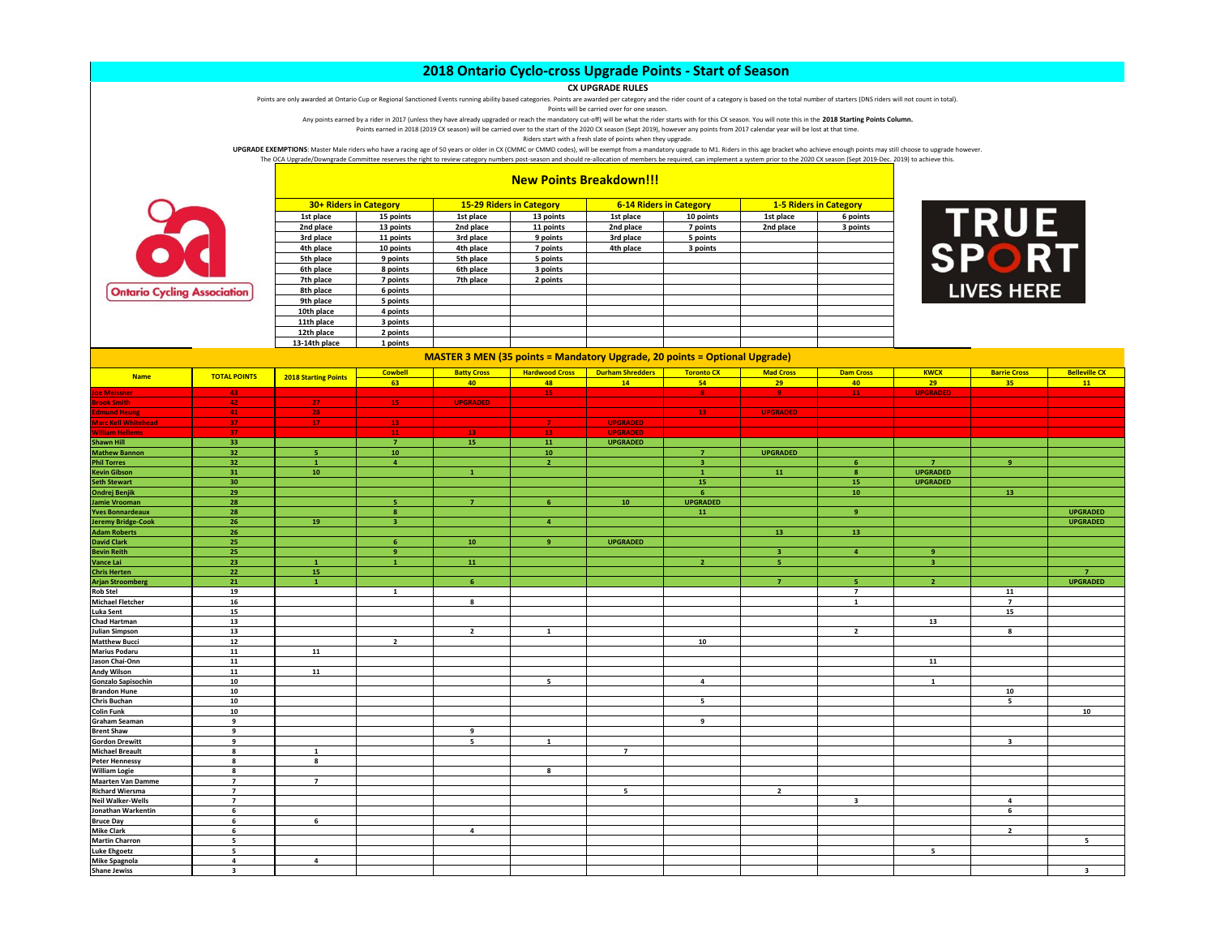# 2018 Ontario Cyclo-cross Upgrade Points - Start of Season

**CX UPGRADE RULES**

Points are only awarded at Ontario Cup or Regional Sanctioned Events running ability based categories. Points are awarded per category and the rider count of a category is based on the total number of starters (DNS riders will not count in total).

Points will be carried over for one season.

Any points earned by a rider in 2017 (unless they have already upgraded or reach the mandatory cut-off) will be what the rider starts with for this CX season. You will note this in the **2018 Starting Points Column.**

Points earned in 2018 (2019 CX season) will be carried over to the start of the 2020 CX season (Sept 2019), however any points from 2017 calendar year will be lost at that time.

Riders start with a fresh slate of points when they upgrade.

**UPGRADE EXEMPTIONS**: Master Male riders who have a racing age of 50 years or older in CX (CMMC or CMMD codes), will be exempt from a mandatory upgrade to M1. Riders in this age bracket who achieve enough points may still choose to upgrade however.

The OCA Upgrade/Downgrade Committee reserves the right to review category numbers post-season and should re-allocation of members be required, can implement a system prior to the 2020 CX season (Sept 2019-Dec. 2019) to achieve this.

## New Points Breakdown!!!

| 30+ Riders in Category | | 15-29 Riders in Category | | 6-14 Riders in Category | | 1-5 Riders in Category | |
|---|---|---|---|---|---|---|---|
| 1st place | 15 points | 1st place | 13 points | 1st place | 10 points | 1st place | 6 points |
| 2nd place | 13 points | 2nd place | 11 points | 2nd place | 7 points | 2nd place | 3 points |
| 3rd place | 11 points | 3rd place | 9 points | 3rd place | 5 points | | |
| 4th place | 10 points | 4th place | 7 points | 4th place | 3 points | | |
| 5th place | 9 points | 5th place | 5 points | | | | |
| 6th place | 8 points | 6th place | 3 points | | | | |
| 7th place | 7 points | 7th place | 2 points | | | | |
| 8th place | 6 points | | | | | | |
| 9th place | 5 points | | | | | | |
| 10th place | 4 points | | | | | | |
| 11th place | 3 points | | | | | | |
| 12th place | 2 points | | | | | | |
| 13-14th place | 1 points | | | | | | |

## MASTER 3 MEN (35 points = Mandatory Upgrade, 20 points = Optional Upgrade)

| Name | TOTAL POINTS | 2018 Starting Points | Cowbell | Batty Cross | Hardwood Cross | Durham Shredders | Toronto CX | Mad Cross | Dam Cross | KWCX | Barrie Cross | Belleville CX |
|---|---|---|---|---|---|---|---|---|---|---|---|---|
| | | | 63 | 40 | 48 | 14 | 54 | 29 | 40 | 29 | 35 | 11 |
| Joe Meissner | 43 | | | | 15 | | 9 | 9 | 11 | UPGRADED | | |
| Brook Smith | 42 | 27 | 15 | UPGRADED | | | | | | | | |
| Edmund Heung | 41 | 28 | | | | | 13 | UPGRADED | | | | |
| Marc Kell Whitehead | 37 | 17 | 13 | | 7 | UPGRADED | | | | | | |
| William Hellems | 37 | | 11 | 13 | 13 | UPGRADED | | | | | | |
| Shawn Hill | 33 | | 7 | 15 | 11 | UPGRADED | | | | | | |
| Mathew Bannon | 32 | 5 | 10 | | 10 | | 7 | UPGRADED | | | | |
| Phil Torres | 32 | 1 | 4 | | 2 | | 3 | | 6 | 7 | 9 | |
| Kevin Gibson | 31 | 10 | | 1 | | | 1 | 11 | 8 | UPGRADED | | |
| Seth Stewart | 30 | | | | | | 15 | | 15 | UPGRADED | | |
| Ondrej Benjik | 29 | | | | | | 6 | | 10 | | 13 | |
| Jamie Vrooman | 28 | | 5 | 7 | 6 | 10 | UPGRADED | | | | | |
| Yves Bonnardeaux | 28 | | 8 | | | | 11 | | 9 | | | UPGRADED |
| Jeremy Bridge-Cook | 26 | 19 | 3 | | 4 | | | | | | | UPGRADED |
| Adam Roberts | 26 | | | | | | | 13 | 13 | | | |
| David Clark | 25 | | 6 | 10 | 9 | UPGRADED | | | | | | |
| Bevin Reith | 25 | | 9 | | | | | 3 | 4 | 9 | | |
| Vance Lai | 23 | 1 | 1 | 11 | | | 2 | 5 | | 3 | | |
| Chris Herten | 22 | 15 | | | | | | | | | | 7 |
| Arjan Stroomberg | 21 | 1 | | 6 | | | | 7 | 5 | 2 | | UPGRADED |
| Rob Stel | 19 | | 1 | | | | | | 7 | | 11 | |
| Michael Fletcher | 16 | | | 8 | | | | | 1 | | 7 | |
| Luka Sent | 15 | | | | | | | | | | 15 | |
| Chad Hartman | 13 | | | | | | | | | 13 | | |
| Julian Simpson | 13 | | | 2 | 1 | | | | 2 | | 8 | |
| Matthew Bucci | 12 | | 2 | | | | 10 | | | | | |
| Marius Podaru | 11 | 11 | | | | | | | | | | |
| Jason Chai-Onn | 11 | | | | | | | | | 11 | | |
| Andy Wilson | 11 | 11 | | | | | | | | | | |
| Gonzalo Sapisochin | 10 | | | | 5 | | 4 | | | 1 | | |
| Brandon Hune | 10 | | | | | | | | | | 10 | |
| Chris Buchan | 10 | | | | | | 5 | | | | 5 | |
| Colin Funk | 10 | | | | | | | | | | | 10 |
| Graham Seaman | 9 | | | | | | 9 | | | | | |
| Brent Shaw | 9 | | | 9 | | | | | | | | |
| Gordon Drewitt | 9 | | | 5 | 1 | | | | | | 3 | |
| Michael Breault | 8 | 1 | | | | 7 | | | | | | |
| Peter Hennessy | 8 | 8 | | | | | | | | | | |
| William Logie | 8 | | | | 8 | | | | | | | |
| Maarten Van Damme | 7 | 7 | | | | | | | | | | |
| Richard Wiersma | 7 | | | | | 5 | | 2 | | | | |
| Neil Walker-Wells | 7 | | | | | | | | 3 | | 4 | |
| Jonathan Warkentin | 6 | | | | | | | | | | 6 | |
| Bruce Day | 6 | 6 | | | | | | | | | | |
| Mike Clark | 6 | | | 4 | | | | | | | 2 | |
| Martin Charron | 5 | | | | | | | | | | | 5 |
| Luke Ehgoetz | 5 | | | | | | | | | 5 | | |
| Mike Spagnola | 4 | 4 | | | | | | | | | | |
| Shane Jewiss | 3 | | | | | | | | | | | 3 |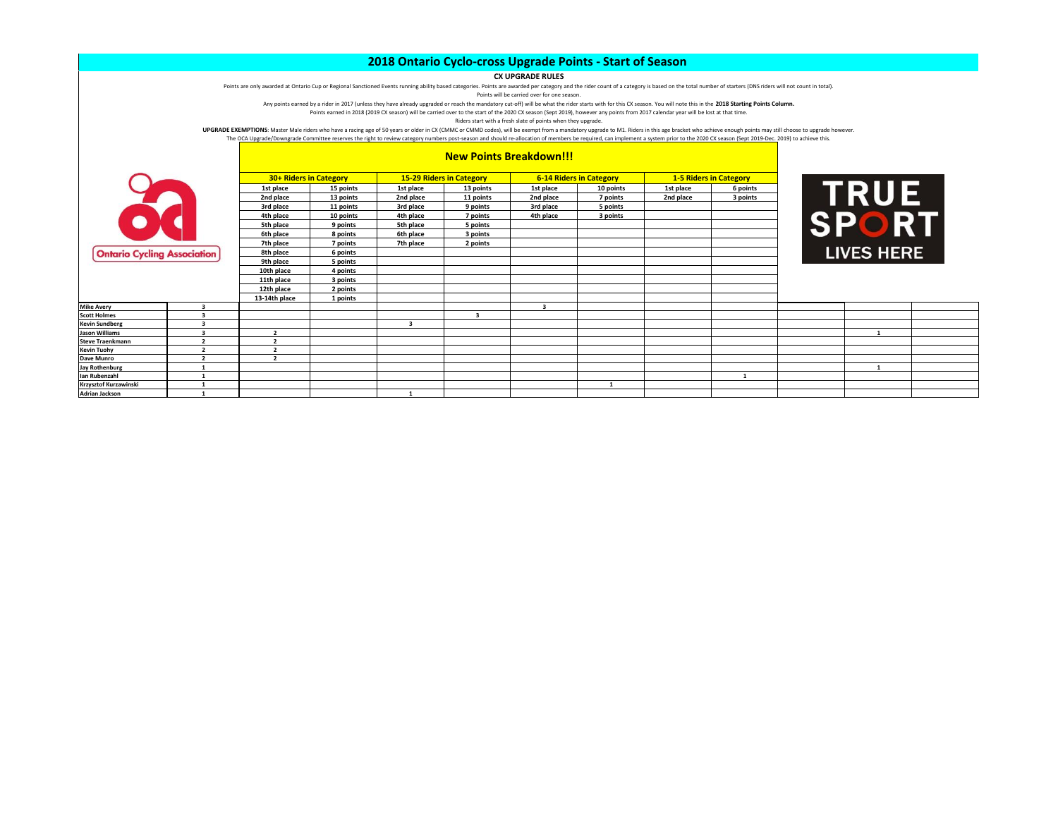# 2018 Ontario Cyclo-cross Upgrade Points - Start of Season

**CX UPGRADE RULES**

Points are only awarded at Ontario Cup or Regional Sanctioned Events running ability based categories. Points are awarded per category and the rider count of a category is based on the total number of starters (DNS riders will not count in total).

Points will be carried over for one season.

Any points earned by a rider in 2017 (unless they have already upgraded or reach the mandatory cut-off) will be what the rider starts with for this CX season. You will note this in the **2018 Starting Points Column.**

Points earned in 2018 (2019 CX season) will be carried over to the start of the 2020 CX season (Sept 2019), however any points from 2017 calendar year will be lost at that time.

Riders start with a fresh slate of points when they upgrade.

**UPGRADE EXEMPTIONS**: Master Male riders who have a racing age of 50 years or older in CX (CMMC or CMMD codes), will be exempt from a mandatory upgrade to M1. Riders in this age bracket who achieve enough points may still choose to upgrade however.

The OCA Upgrade/Downgrade Committee reserves the right to review category numbers post-season and should re-allocation of members be required, can implement a system prior to the 2020 CX season (Sept 2019-Dec. 2019) to achieve this.

## New Points Breakdown!!!

| | | 30+ Riders in Category | | 15-29 Riders in Category | | 6-14 Riders in Category | | 1-5 Riders in Category | | | | |
|---|---|---|---|---|---|---|---|---|---|---|---|---|
| | | 1st place | 15 points | 1st place | 13 points | 1st place | 10 points | 1st place | 6 points | | | |
| | | 2nd place | 13 points | 2nd place | 11 points | 2nd place | 7 points | 2nd place | 3 points | | | |
| | | 3rd place | 11 points | 3rd place | 9 points | 3rd place | 5 points | | | | | |
| | | 4th place | 10 points | 4th place | 7 points | 4th place | 3 points | | | | | |
| | | 5th place | 9 points | 5th place | 5 points | | | | | | | |
| | | 6th place | 8 points | 6th place | 3 points | | | | | | | |
| | | 7th place | 7 points | 7th place | 2 points | | | | | | | |
| | | 8th place | 6 points | | | | | | | | | |
| | | 9th place | 5 points | | | | | | | | | |
| | | 10th place | 4 points | | | | | | | | | |
| | | 11th place | 3 points | | | | | | | | | |
| | | 12th place | 2 points | | | | | | | | | |
| | | 13-14th place | 1 points | | | | | | | | | |
| **Mike Avery** | 3 | | | | | 3 | | | | | | |
| **Scott Holmes** | 3 | | | | 3 | | | | | | | |
| **Kevin Sundberg** | 3 | | | 3 | | | | | | | | |
| **Jason Williams** | 3 | 2 | | | | | | | | | 1 | |
| **Steve Traenkmann** | 2 | 2 | | | | | | | | | | |
| **Kevin Tuohy** | 2 | 2 | | | | | | | | | | |
| **Dave Munro** | 2 | 2 | | | | | | | | | | |
| **Jay Rothenburg** | 1 | | | | | | | | | | 1 | |
| **Ian Rubenzahl** | 1 | | | | | | | | 1 | | | |
| **Krzysztof Kurzawinski** | 1 | | | | | | 1 | | | | | |
| **Adrian Jackson** | 1 | | | 1 | | | | | | | | |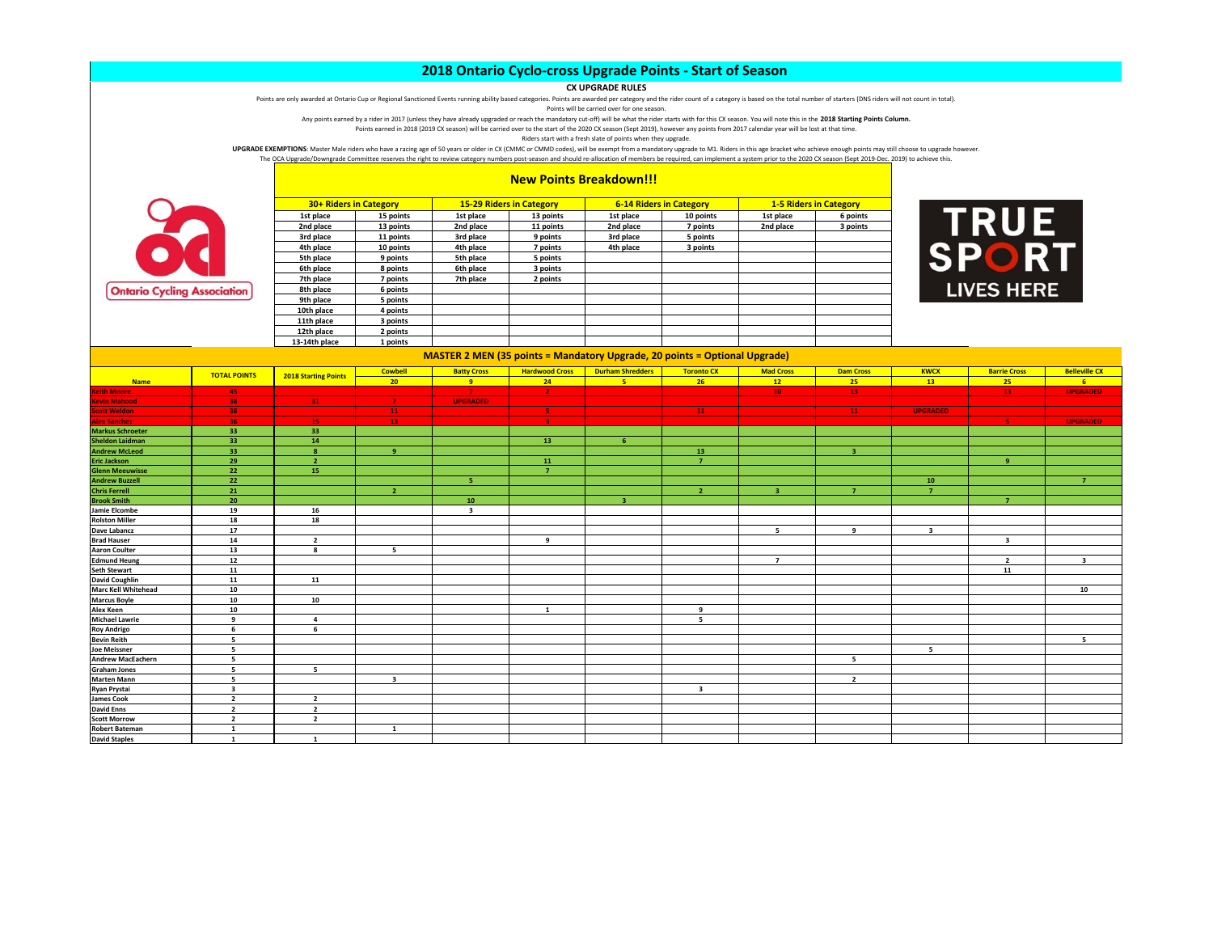# 2018 Ontario Cyclo-cross Upgrade Points - Start of Season

**CX UPGRADE RULES**

Points are only awarded at Ontario Cup or Regional Sanctioned Events running ability based categories. Points are awarded per category and the rider count of a category is based on the total number of starters (DNS riders will not count in total).

Points will be carried over for one season.

Any points earned by a rider in 2017 (unless they have already upgraded or reach the mandatory cut-off) will be what the rider starts with for this CX season. You will note this in the **2018 Starting Points Column.**

Points earned in 2018 (2019 CX season) will be carried over to the start of the 2020 CX season (Sept 2019), however any points from 2017 calendar year will be lost at that time.

Riders start with a fresh slate of points when they upgrade.

**UPGRADE EXEMPTIONS**: Master Male riders who have a racing age of 50 years or older in CX (CMMC or CMMD codes), will be exempt from a mandatory upgrade to M1. Riders in this age bracket who achieve enough points may still choose to upgrade however.

The OCA Upgrade/Downgrade Committee reserves the right to review category numbers post-season and should re-allocation of members be required, can implement a system prior to the 2020 CX season (Sept 2019-Dec. 2019) to achieve this.

## New Points Breakdown!!!

| 30+ Riders in Category | | 15-29 Riders in Category | | 6-14 Riders in Category | | 1-5 Riders in Category | |
|---|---|---|---|---|---|---|---|
| 1st place | 15 points | 1st place | 13 points | 1st place | 10 points | 1st place | 6 points |
| 2nd place | 13 points | 2nd place | 11 points | 2nd place | 7 points | 2nd place | 3 points |
| 3rd place | 11 points | 3rd place | 9 points | 3rd place | 5 points | | |
| 4th place | 10 points | 4th place | 7 points | 4th place | 3 points | | |
| 5th place | 9 points | 5th place | 5 points | | | | |
| 6th place | 8 points | 6th place | 3 points | | | | |
| 7th place | 7 points | 7th place | 2 points | | | | |
| 8th place | 6 points | | | | | | |
| 9th place | 5 points | | | | | | |
| 10th place | 4 points | | | | | | |
| 11th place | 3 points | | | | | | |
| 12th place | 2 points | | | | | | |
| 13-14th place | 1 points | | | | | | |

## MASTER 2 MEN (35 points = Mandatory Upgrade, 20 points = Optional Upgrade)

| Name | TOTAL POINTS | 2018 Starting Points | Cowbell 20 | Batty Cross 9 | Hardwood Cross 24 | Durham Shredders 5 | Toronto CX 26 | Mad Cross 12 | Dam Cross 25 | KWCX 13 | Barrie Cross 25 | Belleville CX 6 |
|---|---|---|---|---|---|---|---|---|---|---|---|---|
| Keith Moore | 45 | | | 7 | 2 | | | 10 | 13 | | 13 | UPGRADED |
| Kevin Mahood | 38 | 31 | 7 | UPGRADED | | | | | | | | |
| Scott Weldon | 38 | | 11 | | 5 | | 11 | | 11 | UPGRADED | | |
| Alex Sancher | 36 | 15 | 13 | | 3 | | | | | | 5 | UPGRADED |
| Markus Schroeter | 33 | 33 | | | | | | | | | | |
| Sheldon Laidman | 33 | 14 | | | 13 | 6 | | | | | | |
| Andrew McLeod | 33 | 8 | 9 | | | | 13 | | 3 | | | |
| Eric Jackson | 29 | 2 | | | 11 | | 7 | | | | 9 | |
| Glenn Meeuwisse | 22 | 15 | | | 7 | | | | | | | |
| Andrew Buzzell | 22 | | | 5 | | | | | | 10 | | 7 |
| Chris Ferrell | 21 | | 2 | | | | 2 | 3 | 7 | 7 | | |
| Brook Smith | 20 | | | 10 | | 3 | | | | | 7 | |
| Jamie Elcombe | 19 | 16 | | 3 | | | | | | | | |
| Rolston Miller | 18 | 18 | | | | | | | | | | |
| Dave Labancz | 17 | | | | | | | 5 | 9 | 3 | | |
| Brad Hauser | 14 | 2 | | | 9 | | | | | | 3 | |
| Aaron Coulter | 13 | 8 | 5 | | | | | | | | | |
| Edmund Heung | 12 | | | | | | | 7 | | | 2 | 3 |
| Seth Stewart | 11 | | | | | | | | | | 11 | |
| David Coughlin | 11 | 11 | | | | | | | | | | |
| Marc Kell Whitehead | 10 | | | | | | | | | | | 10 |
| Marcus Boyle | 10 | 10 | | | | | | | | | | |
| Alex Keen | 10 | | | | 1 | | 9 | | | | | |
| Michael Lawrie | 9 | 4 | | | | | 5 | | | | | |
| Roy Andrigo | 6 | 6 | | | | | | | | | | |
| Bevin Reith | 5 | | | | | | | | | | | 5 |
| Joe Meissner | 5 | | | | | | | | | 5 | | |
| Andrew MacEachern | 5 | | | | | | | | 5 | | | |
| Graham Jones | 5 | 5 | | | | | | | | | | |
| Marten Mann | 5 | | 3 | | | | | | 2 | | | |
| Ryan Prystai | 3 | | | | | | 3 | | | | | |
| James Cook | 2 | 2 | | | | | | | | | | |
| David Enns | 2 | 2 | | | | | | | | | | |
| Scott Morrow | 2 | 2 | | | | | | | | | | |
| Robert Bateman | 1 | | 1 | | | | | | | | | |
| David Staples | 1 | 1 | | | | | | | | | | |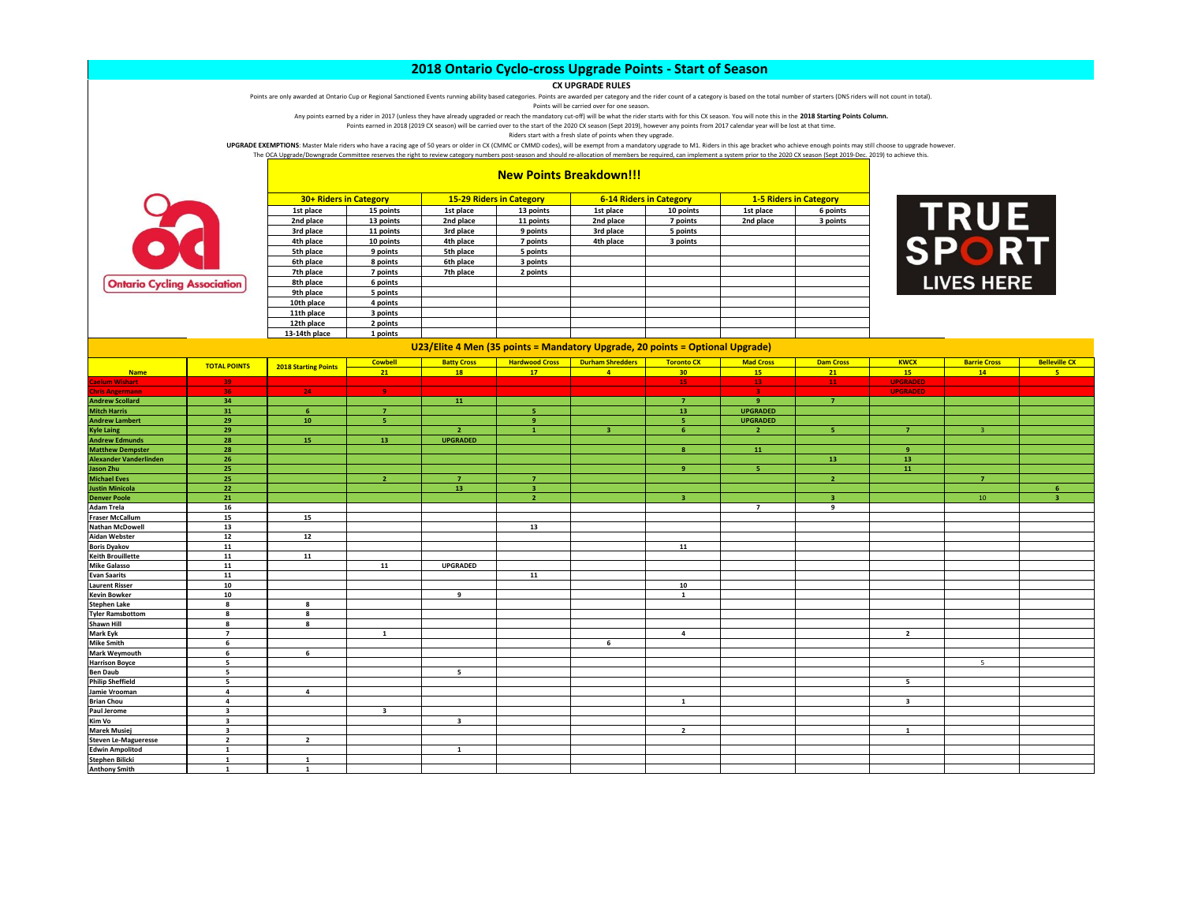# 2018 Ontario Cyclo-cross Upgrade Points - Start of Season

**CX UPGRADE RULES**

Points are only awarded at Ontario Cup or Regional Sanctioned Events running ability based categories. Points are awarded per category and the rider count of a category is based on the total number of starters (DNS riders will not count in total).

Points will be carried over for one season.

Any points earned by a rider in 2017 (unless they have already upgraded or reach the mandatory cut-off) will be what the rider starts with for this CX season. You will note this in the **2018 Starting Points Column.**

Points earned in 2018 (2019 CX season) will be carried over to the start of the 2020 CX season (Sept 2019), however any points from 2017 calendar year will be lost at that time.

Riders start with a fresh slate of points when they upgrade.

**UPGRADE EXEMPTIONS**: Master Male riders who have a racing age of 50 years or older in CX (CMMC or CMMD codes), will be exempt from a mandatory upgrade to M1. Riders in this age bracket who achieve enough points may still choose to upgrade however.

The OCA Upgrade/Downgrade Committee reserves the right to review category numbers post-season and should re-allocation of members be required, can implement a system prior to the 2020 CX season (Sept 2019-Dec. 2019) to achieve this.

## New Points Breakdown!!!

| 30+ Riders in Category | | 15-29 Riders in Category | | 6-14 Riders in Category | | 1-5 Riders in Category | |
|---|---|---|---|---|---|---|---|
| 1st place | 15 points | 1st place | 13 points | 1st place | 10 points | 1st place | 6 points |
| 2nd place | 13 points | 2nd place | 11 points | 2nd place | 7 points | 2nd place | 3 points |
| 3rd place | 11 points | 3rd place | 9 points | 3rd place | 5 points | | |
| 4th place | 10 points | 4th place | 7 points | 4th place | 3 points | | |
| 5th place | 9 points | 5th place | 5 points | | | | |
| 6th place | 8 points | 6th place | 3 points | | | | |
| 7th place | 7 points | 7th place | 2 points | | | | |
| 8th place | 6 points | | | | | | |
| 9th place | 5 points | | | | | | |
| 10th place | 4 points | | | | | | |
| 11th place | 3 points | | | | | | |
| 12th place | 2 points | | | | | | |
| 13-14th place | 1 points | | | | | | |

## U23/Elite 4 Men (35 points = Mandatory Upgrade, 20 points = Optional Upgrade)

| Name | TOTAL POINTS | 2018 Starting Points | Cowbell 21 | Batty Cross 18 | Hardwood Cross 17 | Durham Shredders 4 | Toronto CX 30 | Mad Cross 15 | Dam Cross 21 | KWCX 15 | Barrie Cross 14 | Belleville CX 5 |
|---|---|---|---|---|---|---|---|---|---|---|---|---|
| Caelum Wishart | 39 | | | | | | 15 | 13 | 11 | UPGRADED | | |
| Chris Angermann | 36 | 24 | 9 | | | | | 3 | | UPGRADED | | |
| Andrew Scollard | 34 | | | 11 | | | 7 | 9 | 7 | | | |
| Mitch Harris | 31 | 6 | 7 | | 5 | | 13 | UPGRADED | | | | |
| Andrew Lambert | 29 | 10 | 5 | | 9 | | 5 | UPGRADED | | | | |
| Kyle Laing | 29 | | | 2 | 1 | 3 | 6 | 2 | 5 | 7 | 3 | |
| Andrew Edmunds | 28 | 15 | 13 | UPGRADED | | | | | | | | |
| Matthew Dempster | 28 | | | | | | 8 | 11 | | 9 | | |
| Alexander Vanderlinden | 26 | | | | | | | | 13 | 13 | | |
| Jason Zhu | 25 | | | | | | 9 | 5 | | 11 | | |
| Michael Eves | 25 | | 2 | 7 | 7 | | | | 2 | | 7 | |
| Justin Minicola | 22 | | | 13 | 3 | | | | | | | 6 |
| Denver Poole | 21 | | | | 2 | | 3 | | 3 | | 10 | 3 |
| Adam Trela | 16 | | | | | | | 7 | 9 | | | |
| Fraser McCallum | 15 | 15 | | | | | | | | | | |
| Nathan McDowell | 13 | | | | 13 | | | | | | | |
| Aidan Webster | 12 | 12 | | | | | | | | | | |
| Boris Dyakov | 11 | | | | | | 11 | | | | | |
| Keith Brouillette | 11 | 11 | | | | | | | | | | |
| Mike Galasso | 11 | | 11 | UPGRADED | | | | | | | | |
| Evan Saarits | 11 | | | | 11 | | | | | | | |
| Laurent Risser | 10 | | | | | | 10 | | | | | |
| Kevin Bowker | 10 | | | 9 | | | 1 | | | | | |
| Stephen Lake | 8 | 8 | | | | | | | | | | |
| Tyler Ramsbottom | 8 | 8 | | | | | | | | | | |
| Shawn Hill | 8 | 8 | | | | | | | | | | |
| Mark Eyk | 7 | | 1 | | | | 4 | | | 2 | | |
| Mike Smith | 6 | | | | | 6 | | | | | | |
| Mark Weymouth | 6 | 6 | | | | | | | | | | |
| Harrison Boyce | 5 | | | | | | | | | | 5 | |
| Ben Daub | 5 | | | 5 | | | | | | | | |
| Philip Sheffield | 5 | | | | | | | | | 5 | | |
| Jamie Vrooman | 4 | 4 | | | | | | | | | | |
| Brian Chou | 4 | | | | | | 1 | | | 3 | | |
| Paul Jerome | 3 | | 3 | | | | | | | | | |
| Kim Vo | 3 | | | 3 | | | | | | | | |
| Marek Musiej | 3 | | | | | | 2 | | | 1 | | |
| Steven Le-Magueresse | 2 | 2 | | | | | | | | | | |
| Edwin Ampolitod | 1 | | | 1 | | | | | | | | |
| Stephen Bilicki | 1 | 1 | | | | | | | | | | |
| Anthony Smith | 1 | 1 | | | | | | | | | | |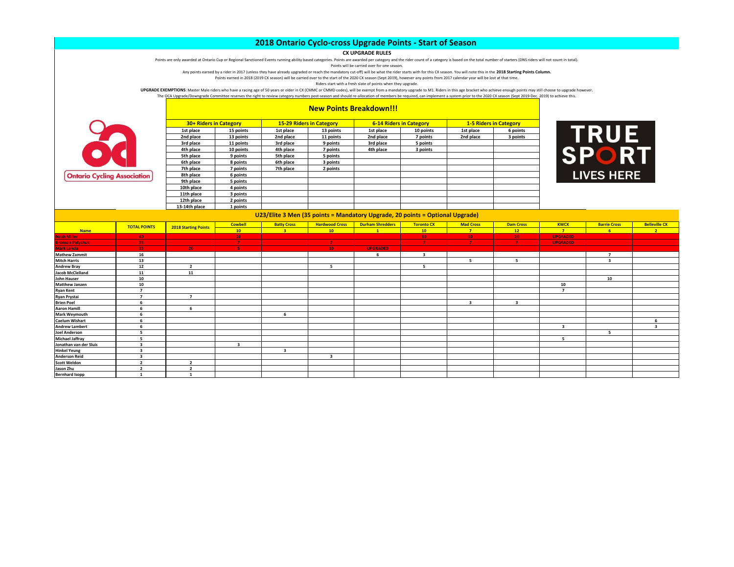# 2018 Ontario Cyclo-cross Upgrade Points - Start of Season

**CX UPGRADE RULES**

Points are only awarded at Ontario Cup or Regional Sanctioned Events running ability based categories. Points are awarded per category and the rider count of a category is based on the total number of starters (DNS riders will not count in total).

Points will be carried over for one season.

Any points earned by a rider in 2017 (unless they have already upgraded or reach the mandatory cut-off) will be what the rider starts with for this CX season. You will note this in the **2018 Starting Points Column.**

Points earned in 2018 (2019 CX season) will be carried over to the start of the 2020 CX season (Sept 2019), however any points from 2017 calendar year will be lost at that time.

Riders start with a fresh slate of points when they upgrade.

**UPGRADE EXEMPTIONS**: Master Male riders who have a racing age of 50 years or older in CX (CMMC or CMMD codes), will be exempt from a mandatory upgrade to M1. Riders in this age bracket who achieve enough points may still choose to upgrade however.

The OCA Upgrade/Downgrade Committee reserves the right to review category numbers post-season and should re-allocation of members be required, can implement a system prior to the 2020 CX season (Sept 2019-Dec. 2019) to achieve this.

## New Points Breakdown!!!

| 30+ Riders in Category | | 15-29 Riders in Category | | 6-14 Riders in Category | | 1-5 Riders in Category | |
|---|---|---|---|---|---|---|---|
| 1st place | 15 points | 1st place | 13 points | 1st place | 10 points | 1st place | 6 points |
| 2nd place | 13 points | 2nd place | 11 points | 2nd place | 7 points | 2nd place | 3 points |
| 3rd place | 11 points | 3rd place | 9 points | 3rd place | 5 points | | |
| 4th place | 10 points | 4th place | 7 points | 4th place | 3 points | | |
| 5th place | 9 points | 5th place | 5 points | | | | |
| 6th place | 8 points | 6th place | 3 points | | | | |
| 7th place | 7 points | 7th place | 2 points | | | | |
| 8th place | 6 points | | | | | | |
| 9th place | 5 points | | | | | | |
| 10th place | 4 points | | | | | | |
| 11th place | 3 points | | | | | | |
| 12th place | 2 points | | | | | | |
| 13-14th place | 1 points | | | | | | |

## U23/Elite 3 Men (35 points = Mandatory Upgrade, 20 points = Optional Upgrade)

| Name | TOTAL POINTS | 2018 Starting Points | Cowbell 10 | Batty Cross 3 | Hardwood Cross 10 | Durham Shredders 1 | Toronto CX 10 | Mad Cross 7 | Dam Cross 12 | KWCX 7 | Barrie Cross 6 | Belleville CX 2 |
|---|---|---|---|---|---|---|---|---|---|---|---|---|
| Noah Miller | 40 | | 10 | | | | 10 | 10 | 10 | UPGRADED | | |
| Bronson Patychuk | 35 | | 7 | | 7 | | 7 | 7 | 7 | UPGRADED | | |
| Mark Lancia | 35 | 20 | 5 | | 10 | UPGRADED | | | | | | |
| Mathew Zammit | 16 | | | | | 6 | 3 | | | | 7 | |
| Mitch Harris | 13 | | | | | | | 5 | 5 | | 3 | |
| Andrew Bray | 12 | 2 | | | 5 | | 5 | | | | | |
| Jacob McClelland | 11 | 11 | | | | | | | | | | |
| John Hauser | 10 | | | | | | | | | | 10 | |
| Matthew Janzen | 10 | | | | | | | | | 10 | | |
| Ryan Kent | 7 | | | | | | | | | 7 | | |
| Ryan Prystai | 7 | 7 | | | | | | | | | | |
| Brien Poel | 6 | | | | | | | 3 | 3 | | | |
| Aaron Hamill | 6 | 6 | | | | | | | | | | |
| Mark Weymouth | 6 | | | 6 | | | | | | | | |
| Caelum Wishart | 6 | | | | | | | | | | | 6 |
| Andrew Lambert | 6 | | | | | | | | | 3 | | 3 |
| Joel Anderson | 5 | | | | | | | | | | 5 | |
| Michael Jaffray | 5 | | | | | | | | | 5 | | |
| Jonathan van der Sluis | 3 | | 3 | | | | | | | | | |
| Hinkel Yeung | 3 | | | 3 | | | | | | | | |
| Anderson Reid | 3 | | | | 3 | | | | | | | |
| Scott Weldon | 2 | 2 | | | | | | | | | | |
| Jason Zhu | 2 | 2 | | | | | | | | | | |
| Bernhard Isopp | 1 | 1 | | | | | | | | | | |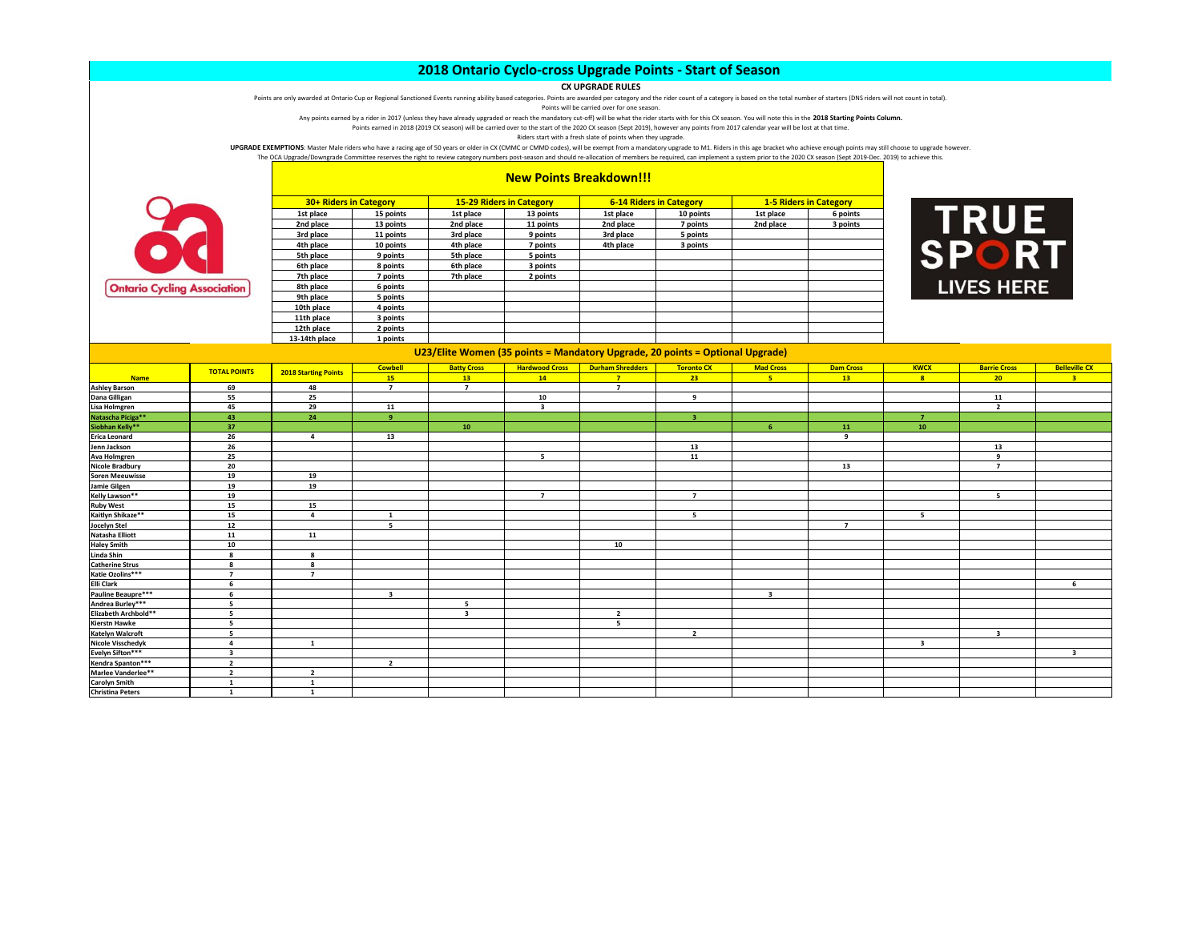# 2018 Ontario Cyclo-cross Upgrade Points - Start of Season

**CX UPGRADE RULES**

Points are only awarded at Ontario Cup or Regional Sanctioned Events running ability based categories. Points are awarded per category and the rider count of a category is based on the total number of starters (DNS riders will not count in total).

Points will be carried over for one season.

Any points earned by a rider in 2017 (unless they have already upgraded or reach the mandatory cut-off) will be what the rider starts with for this CX season. You will note this in the **2018 Starting Points Column.**

Points earned in 2018 (2019 CX season) will be carried over to the start of the 2020 CX season (Sept 2019), however any points from 2017 calendar year will be lost at that time.

Riders start with a fresh slate of points when they upgrade.

**UPGRADE EXEMPTIONS**: Master Male riders who have a racing age of 50 years or older in CX (CMMC or CMMD codes), will be exempt from a mandatory upgrade to M1. Riders in this age bracket who achieve enough points may still choose to upgrade however.

The OCA Upgrade/Downgrade Committee reserves the right to review category numbers post-season and should re-allocation of members be required, can implement a system prior to the 2020 CX season (Sept 2019-Dec. 2019) to achieve this.

## New Points Breakdown!!!

| 30+ Riders in Category | | 15-29 Riders in Category | | 6-14 Riders in Category | | 1-5 Riders in Category | |
|---|---|---|---|---|---|---|---|
| 1st place | 15 points | 1st place | 13 points | 1st place | 10 points | 1st place | 6 points |
| 2nd place | 13 points | 2nd place | 11 points | 2nd place | 7 points | 2nd place | 3 points |
| 3rd place | 11 points | 3rd place | 9 points | 3rd place | 5 points | | |
| 4th place | 10 points | 4th place | 7 points | 4th place | 3 points | | |
| 5th place | 9 points | 5th place | 5 points | | | | |
| 6th place | 8 points | 6th place | 3 points | | | | |
| 7th place | 7 points | 7th place | 2 points | | | | |
| 8th place | 6 points | | | | | | |
| 9th place | 5 points | | | | | | |
| 10th place | 4 points | | | | | | |
| 11th place | 3 points | | | | | | |
| 12th place | 2 points | | | | | | |
| 13-14th place | 1 points | | | | | | |

## U23/Elite Women (35 points = Mandatory Upgrade, 20 points = Optional Upgrade)

| Name | TOTAL POINTS | 2018 Starting Points | Cowbell | Batty Cross | Hardwood Cross | Durham Shredders | Toronto CX | Mad Cross | Dam Cross | KWCX | Barrie Cross | Belleville CX |
|---|---|---|---|---|---|---|---|---|---|---|---|---|
| | | | 15 | 13 | 14 | 7 | 23 | 5 | 13 | 8 | 20 | 3 |
| Ashley Barson | 69 | 48 | 7 | 7 | | 7 | | | | | | |
| Dana Gilligan | 55 | 25 | | | 10 | | 9 | | | | 11 | |
| Lisa Holmgren | 45 | 29 | 11 | | 3 | | | | | | 2 | |
| Natascha Piciga** | 43 | 24 | 9 | | | | 3 | | | 7 | | |
| Siobhan Kelly** | 37 | | | 10 | | | | 6 | 11 | 10 | | |
| Erica Leonard | 26 | 4 | 13 | | | | | | 9 | | | |
| Jenn Jackson | 26 | | | | | | 13 | | | | 13 | |
| Ava Holmgren | 25 | | | | 5 | | 11 | | | | 9 | |
| Nicole Bradbury | 20 | | | | | | | | 13 | | 7 | |
| Soren Meeuwisse | 19 | 19 | | | | | | | | | | |
| Jamie Gilgen | 19 | 19 | | | | | | | | | | |
| Kelly Lawson** | 19 | | | | 7 | | 7 | | | | 5 | |
| Ruby West | 15 | 15 | | | | | | | | | | |
| Kaitlyn Shikaze** | 15 | 4 | 1 | | | | 5 | | | 5 | | |
| Jocelyn Stel | 12 | | 5 | | | | | | 7 | | | |
| Natasha Elliott | 11 | 11 | | | | | | | | | | |
| Haley Smith | 10 | | | | | 10 | | | | | | |
| Linda Shin | 8 | 8 | | | | | | | | | | |
| Catherine Strus | 8 | 8 | | | | | | | | | | |
| Katie Ozolins*** | 7 | 7 | | | | | | | | | | |
| Elli Clark | 6 | | | | | | | | | | | 6 |
| Pauline Beaupre*** | 6 | | 3 | | | | | 3 | | | | |
| Andrea Burley*** | 5 | | | 5 | | | | | | | | |
| Elizabeth Archbold** | 5 | | | 3 | | 2 | | | | | | |
| Kierstn Hawke | 5 | | | | | 5 | | | | | | |
| Katelyn Walcroft | 5 | | | | | | 2 | | | | 3 | |
| Nicole Visschedyk | 4 | 1 | | | | | | | | 3 | | |
| Evelyn Sifton*** | 3 | | | | | | | | | | | 3 |
| Kendra Spanton*** | 2 | | 2 | | | | | | | | | |
| Marlee Vanderlee** | 2 | 2 | | | | | | | | | | |
| Carolyn Smith | 1 | 1 | | | | | | | | | | |
| Christina Peters | 1 | 1 | | | | | | | | | | |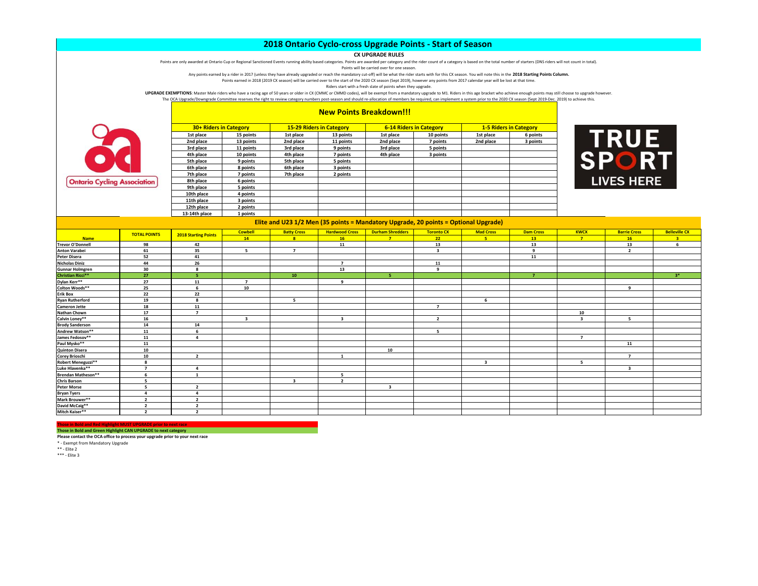# 2018 Ontario Cyclo-cross Upgrade Points - Start of Season

**CX UPGRADE RULES**

Points are only awarded at Ontario Cup or Regional Sanctioned Events running ability based categories. Points are awarded per category and the rider count of a category is based on the total number of starters (DNS riders will not count in total).

Points will be carried over for one season.

Any points earned by a rider in 2017 (unless they have already upgraded or reach the mandatory cut-off) will be what the rider starts with for this CX season. You will note this in the **2018 Starting Points Column.**

Points earned in 2018 (2019 CX season) will be carried over to the start of the 2020 CX season (Sept 2019), however any points from 2017 calendar year will be lost at that time.

Riders start with a fresh slate of points when they upgrade.

**UPGRADE EXEMPTIONS**: Master Male riders who have a racing age of 50 years or older in CX (CMMC or CMMD codes), will be exempt from a mandatory upgrade to M1. Riders in this age bracket who achieve enough points may still choose to upgrade however.

The OCA Upgrade/Downgrade Committee reserves the right to review category numbers post-season and should re-allocation of members be required, can implement a system prior to the 2020 CX season (Sept 2019-Dec. 2019) to achieve this.

## New Points Breakdown!!!

| 30+ Riders in Category | | 15-29 Riders in Category | | 6-14 Riders in Category | | 1-5 Riders in Category | |
|---|---|---|---|---|---|---|---|
| 1st place | 15 points | 1st place | 13 points | 1st place | 10 points | 1st place | 6 points |
| 2nd place | 13 points | 2nd place | 11 points | 2nd place | 7 points | 2nd place | 3 points |
| 3rd place | 11 points | 3rd place | 9 points | 3rd place | 5 points | | |
| 4th place | 10 points | 4th place | 7 points | 4th place | 3 points | | |
| 5th place | 9 points | 5th place | 5 points | | | | |
| 6th place | 8 points | 6th place | 3 points | | | | |
| 7th place | 7 points | 7th place | 2 points | | | | |
| 8th place | 6 points | | | | | | |
| 9th place | 5 points | | | | | | |
| 10th place | 4 points | | | | | | |
| 11th place | 3 points | | | | | | |
| 12th place | 2 points | | | | | | |
| 13-14th place | 1 points | | | | | | |

## Elite and U23 1/2 Men (35 points = Mandatory Upgrade, 20 points = Optional Upgrade)

| Name | TOTAL POINTS | 2018 Starting Points | Cowbell 14 | Batty Cross 8 | Hardwood Cross 16 | Durham Shredders 7 | Toronto CX 22 | Mad Cross 5 | Dam Cross 13 | KWCX 7 | Barrie Cross 16 | Belleville CX 3 |
|---|---|---|---|---|---|---|---|---|---|---|---|---|
| Trevor O'Donnell | 98 | 42 | | | 11 | | 13 | | 13 | | 13 | 6 |
| Anton Varabei | 61 | 35 | 5 | 7 | | | 3 | | 9 | | 2 | |
| Peter Disera | 52 | 41 | | | | | | | 11 | | | |
| Nicholas Diniz | 44 | 26 | | | 7 | | 11 | | | | | |
| Gunnar Holmgren | 30 | 8 | | | 13 | | 9 | | | | | |
| Christian Ricci** | 27 | 5 | | 10 | | 5 | | | 7 | | | 3* |
| Dylan Kerr** | 27 | 11 | 7 | | 9 | | | | | | | |
| Colton Woods** | 25 | 6 | 10 | | | | | | | | 9 | |
| Erik Box | 22 | 22 | | | | | | | | | | |
| Ryan Rutherford | 19 | 8 | | 5 | | | | 6 | | | | |
| Cameron Jette | 18 | 11 | | | | | 7 | | | | | |
| Nathan Chown | 17 | 7 | | | | | | | | 10 | | |
| Calvin Loney** | 16 | | 3 | | 3 | | 2 | | | 3 | 5 | |
| Brody Sanderson | 14 | 14 | | | | | | | | | | |
| Andrew Watson** | 11 | 6 | | | | | 5 | | | | | |
| James Fedosov** | 11 | 4 | | | | | | | | 7 | | |
| Paul Mysko** | 11 | | | | | | | | | | 11 | |
| Quinton Disera | 10 | | | | | 10 | | | | | | |
| Corey Brioschi | 10 | 2 | | | 1 | | | | | | 7 | |
| Robert Meneguzzi** | 8 | | | | | | | 3 | | 5 | | |
| Luke Hlavenka** | 7 | 4 | | | | | | | | | 3 | |
| Brendan Matheson** | 6 | 1 | | | 5 | | | | | | | |
| Chris Barson | 5 | | | 3 | 2 | | | | | | | |
| Peter Morse | 5 | 2 | | | | 3 | | | | | | |
| Bryan Tyers | 4 | 4 | | | | | | | | | | |
| Mark Brouwer** | 2 | 2 | | | | | | | | | | |
| David McCaig** | 2 | 2 | | | | | | | | | | |
| Mitch Kaiser** | 2 | 2 | | | | | | | | | | |

**Those in Bold and Red Highlight MUST UPGRADE prior to next race**

**Those in Bold and Green Highlight CAN UPGRADE to next category**

**Please contact the OCA office to process your upgrade prior to your next race**

* - Exempt from Mandatory Upgrade

** - Elite 2

*** - Elite 3